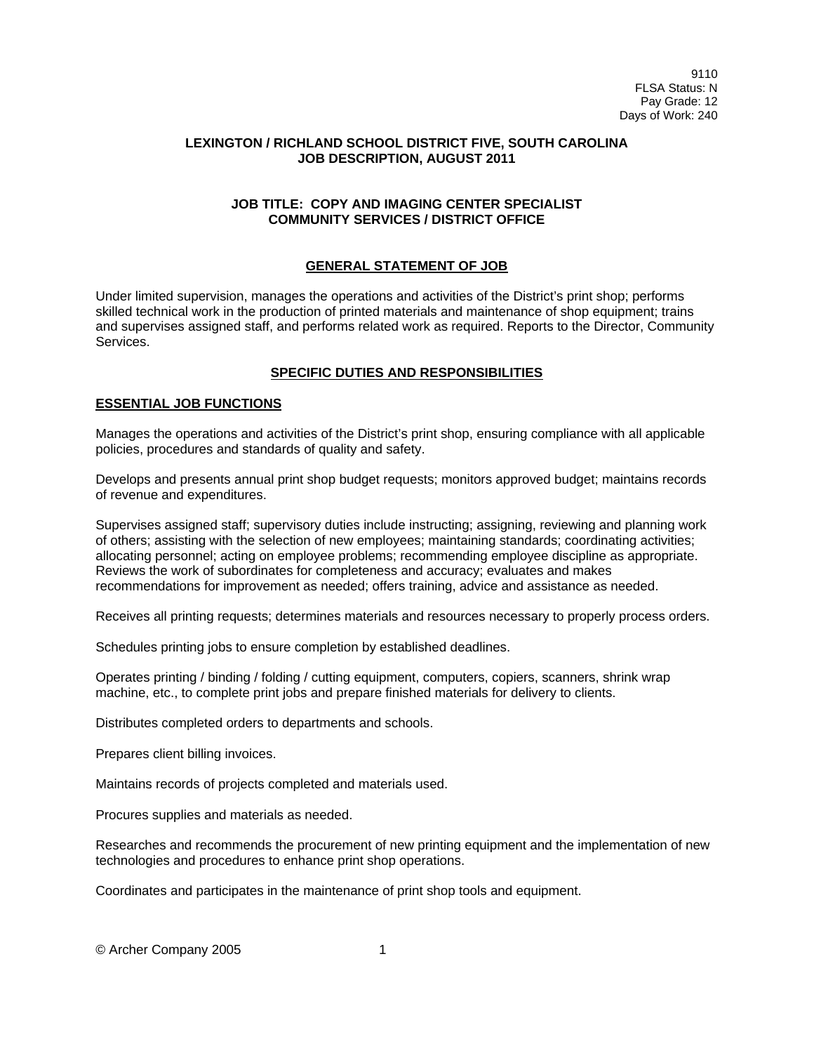9110
FLSA Status: N
Pay Grade: 12
Days of Work: 240

**LEXINGTON / RICHLAND SCHOOL DISTRICT FIVE, SOUTH CAROLINA**
**JOB DESCRIPTION, AUGUST 2011**

**JOB TITLE: COPY AND IMAGING CENTER SPECIALIST**
**COMMUNITY SERVICES / DISTRICT OFFICE**

## GENERAL STATEMENT OF JOB

Under limited supervision, manages the operations and activities of the District's print shop; performs skilled technical work in the production of printed materials and maintenance of shop equipment; trains and supervises assigned staff, and performs related work as required. Reports to the Director, Community Services.

## SPECIFIC DUTIES AND RESPONSIBILITIES

### ESSENTIAL JOB FUNCTIONS

Manages the operations and activities of the District's print shop, ensuring compliance with all applicable policies, procedures and standards of quality and safety.

Develops and presents annual print shop budget requests; monitors approved budget; maintains records of revenue and expenditures.

Supervises assigned staff; supervisory duties include instructing; assigning, reviewing and planning work of others; assisting with the selection of new employees; maintaining standards; coordinating activities; allocating personnel; acting on employee problems; recommending employee discipline as appropriate. Reviews the work of subordinates for completeness and accuracy; evaluates and makes recommendations for improvement as needed; offers training, advice and assistance as needed.

Receives all printing requests; determines materials and resources necessary to properly process orders.

Schedules printing jobs to ensure completion by established deadlines.

Operates printing / binding / folding / cutting equipment, computers, copiers, scanners, shrink wrap machine, etc., to complete print jobs and prepare finished materials for delivery to clients.

Distributes completed orders to departments and schools.

Prepares client billing invoices.

Maintains records of projects completed and materials used.

Procures supplies and materials as needed.

Researches and recommends the procurement of new printing equipment and the implementation of new technologies and procedures to enhance print shop operations.

Coordinates and participates in the maintenance of print shop tools and equipment.

© Archer Company 2005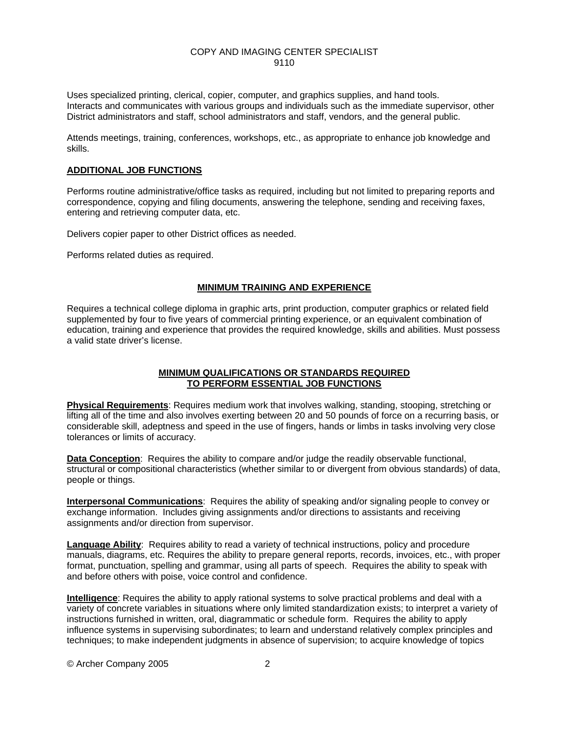Uses specialized printing, clerical, copier, computer, and graphics supplies, and hand tools.
Interacts and communicates with various groups and individuals such as the immediate supervisor, other District administrators and staff, school administrators and staff, vendors, and the general public.

Attends meetings, training, conferences, workshops, etc., as appropriate to enhance job knowledge and skills.

## ADDITIONAL JOB FUNCTIONS

Performs routine administrative/office tasks as required, including but not limited to preparing reports and correspondence, copying and filing documents, answering the telephone, sending and receiving faxes, entering and retrieving computer data, etc.

Delivers copier paper to other District offices as needed.

Performs related duties as required.

## MINIMUM TRAINING AND EXPERIENCE

Requires a technical college diploma in graphic arts, print production, computer graphics or related field supplemented by four to five years of commercial printing experience, or an equivalent combination of education, training and experience that provides the required knowledge, skills and abilities. Must possess a valid state driver's license.

## MINIMUM QUALIFICATIONS OR STANDARDS REQUIRED TO PERFORM ESSENTIAL JOB FUNCTIONS

**Physical Requirements**: Requires medium work that involves walking, standing, stooping, stretching or lifting all of the time and also involves exerting between 20 and 50 pounds of force on a recurring basis, or considerable skill, adeptness and speed in the use of fingers, hands or limbs in tasks involving very close tolerances or limits of accuracy.

**Data Conception**: Requires the ability to compare and/or judge the readily observable functional, structural or compositional characteristics (whether similar to or divergent from obvious standards) of data, people or things.

**Interpersonal Communications**: Requires the ability of speaking and/or signaling people to convey or exchange information. Includes giving assignments and/or directions to assistants and receiving assignments and/or direction from supervisor.

**Language Ability**: Requires ability to read a variety of technical instructions, policy and procedure manuals, diagrams, etc. Requires the ability to prepare general reports, records, invoices, etc., with proper format, punctuation, spelling and grammar, using all parts of speech. Requires the ability to speak with and before others with poise, voice control and confidence.

**Intelligence**: Requires the ability to apply rational systems to solve practical problems and deal with a variety of concrete variables in situations where only limited standardization exists; to interpret a variety of instructions furnished in written, oral, diagrammatic or schedule form. Requires the ability to apply influence systems in supervising subordinates; to learn and understand relatively complex principles and techniques; to make independent judgments in absence of supervision; to acquire knowledge of topics

© Archer Company 2005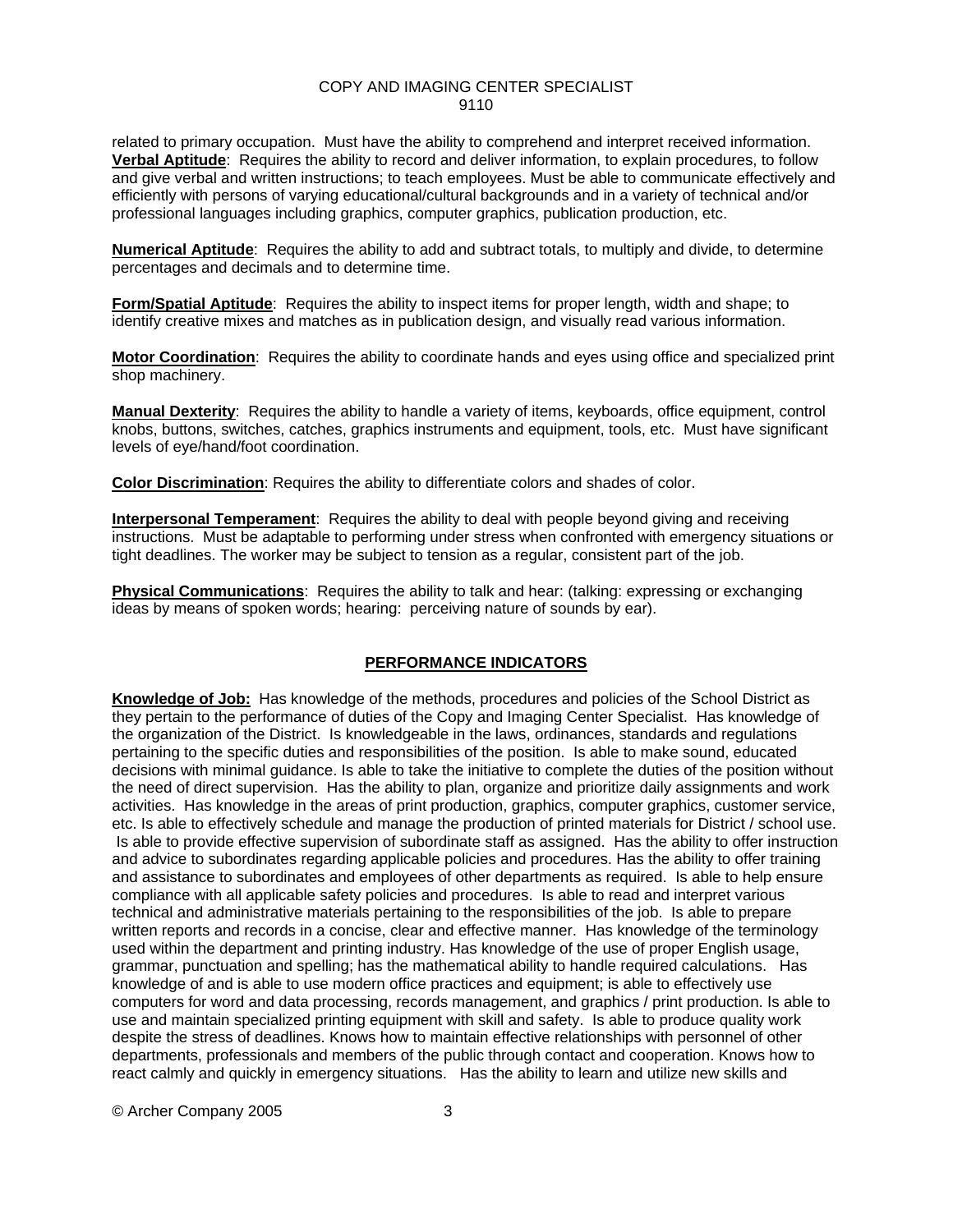related to primary occupation. Must have the ability to comprehend and interpret received information. **Verbal Aptitude**: Requires the ability to record and deliver information, to explain procedures, to follow and give verbal and written instructions; to teach employees. Must be able to communicate effectively and efficiently with persons of varying educational/cultural backgrounds and in a variety of technical and/or professional languages including graphics, computer graphics, publication production, etc.

**Numerical Aptitude**: Requires the ability to add and subtract totals, to multiply and divide, to determine percentages and decimals and to determine time.

**Form/Spatial Aptitude**: Requires the ability to inspect items for proper length, width and shape; to identify creative mixes and matches as in publication design, and visually read various information.

**Motor Coordination**: Requires the ability to coordinate hands and eyes using office and specialized print shop machinery.

**Manual Dexterity**: Requires the ability to handle a variety of items, keyboards, office equipment, control knobs, buttons, switches, catches, graphics instruments and equipment, tools, etc. Must have significant levels of eye/hand/foot coordination.

**Color Discrimination**: Requires the ability to differentiate colors and shades of color.

**Interpersonal Temperament**: Requires the ability to deal with people beyond giving and receiving instructions. Must be adaptable to performing under stress when confronted with emergency situations or tight deadlines. The worker may be subject to tension as a regular, consistent part of the job.

**Physical Communications**: Requires the ability to talk and hear: (talking: expressing or exchanging ideas by means of spoken words; hearing: perceiving nature of sounds by ear).

## PERFORMANCE INDICATORS

**Knowledge of Job:** Has knowledge of the methods, procedures and policies of the School District as they pertain to the performance of duties of the Copy and Imaging Center Specialist. Has knowledge of the organization of the District. Is knowledgeable in the laws, ordinances, standards and regulations pertaining to the specific duties and responsibilities of the position. Is able to make sound, educated decisions with minimal guidance. Is able to take the initiative to complete the duties of the position without the need of direct supervision. Has the ability to plan, organize and prioritize daily assignments and work activities. Has knowledge in the areas of print production, graphics, computer graphics, customer service, etc. Is able to effectively schedule and manage the production of printed materials for District / school use. Is able to provide effective supervision of subordinate staff as assigned. Has the ability to offer instruction and advice to subordinates regarding applicable policies and procedures. Has the ability to offer training and assistance to subordinates and employees of other departments as required. Is able to help ensure compliance with all applicable safety policies and procedures. Is able to read and interpret various technical and administrative materials pertaining to the responsibilities of the job. Is able to prepare written reports and records in a concise, clear and effective manner. Has knowledge of the terminology used within the department and printing industry. Has knowledge of the use of proper English usage, grammar, punctuation and spelling; has the mathematical ability to handle required calculations. Has knowledge of and is able to use modern office practices and equipment; is able to effectively use computers for word and data processing, records management, and graphics / print production. Is able to use and maintain specialized printing equipment with skill and safety. Is able to produce quality work despite the stress of deadlines. Knows how to maintain effective relationships with personnel of other departments, professionals and members of the public through contact and cooperation. Knows how to react calmly and quickly in emergency situations. Has the ability to learn and utilize new skills and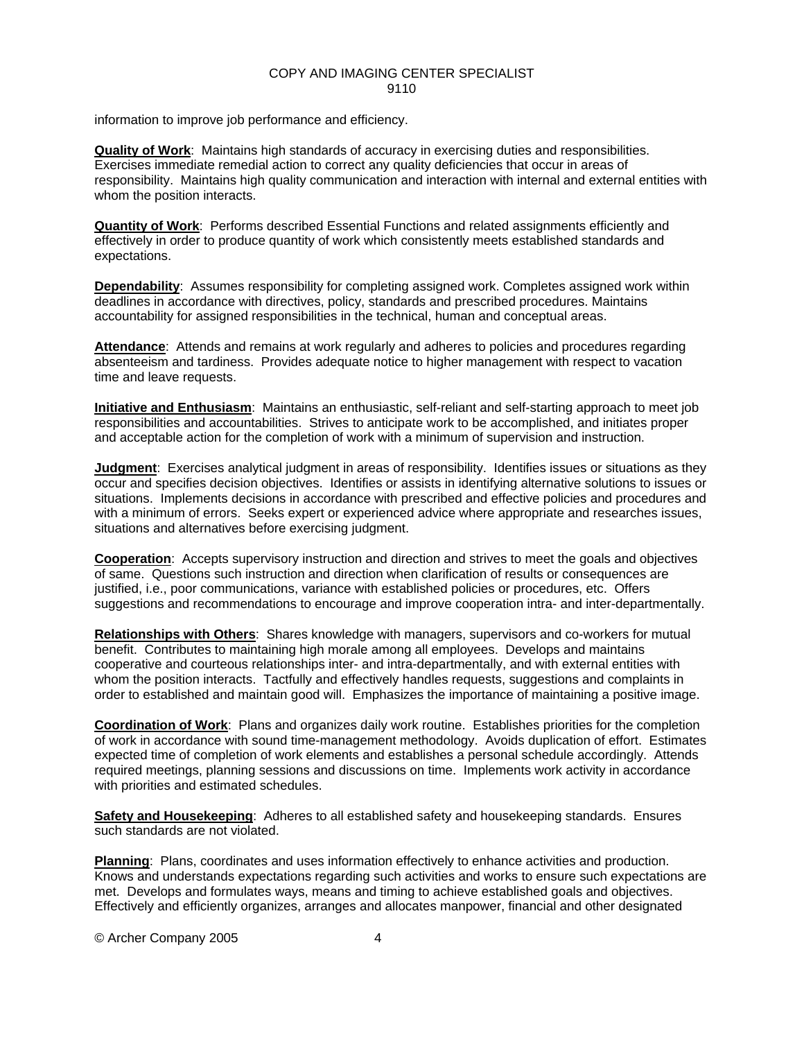information to improve job performance and efficiency.

**Quality of Work**: Maintains high standards of accuracy in exercising duties and responsibilities. Exercises immediate remedial action to correct any quality deficiencies that occur in areas of responsibility. Maintains high quality communication and interaction with internal and external entities with whom the position interacts.

**Quantity of Work**: Performs described Essential Functions and related assignments efficiently and effectively in order to produce quantity of work which consistently meets established standards and expectations.

**Dependability**: Assumes responsibility for completing assigned work. Completes assigned work within deadlines in accordance with directives, policy, standards and prescribed procedures. Maintains accountability for assigned responsibilities in the technical, human and conceptual areas.

**Attendance**: Attends and remains at work regularly and adheres to policies and procedures regarding absenteeism and tardiness. Provides adequate notice to higher management with respect to vacation time and leave requests.

**Initiative and Enthusiasm**: Maintains an enthusiastic, self-reliant and self-starting approach to meet job responsibilities and accountabilities. Strives to anticipate work to be accomplished, and initiates proper and acceptable action for the completion of work with a minimum of supervision and instruction.

**Judgment**: Exercises analytical judgment in areas of responsibility. Identifies issues or situations as they occur and specifies decision objectives. Identifies or assists in identifying alternative solutions to issues or situations. Implements decisions in accordance with prescribed and effective policies and procedures and with a minimum of errors. Seeks expert or experienced advice where appropriate and researches issues, situations and alternatives before exercising judgment.

**Cooperation**: Accepts supervisory instruction and direction and strives to meet the goals and objectives of same. Questions such instruction and direction when clarification of results or consequences are justified, i.e., poor communications, variance with established policies or procedures, etc. Offers suggestions and recommendations to encourage and improve cooperation intra- and inter-departmentally.

**Relationships with Others**: Shares knowledge with managers, supervisors and co-workers for mutual benefit. Contributes to maintaining high morale among all employees. Develops and maintains cooperative and courteous relationships inter- and intra-departmentally, and with external entities with whom the position interacts. Tactfully and effectively handles requests, suggestions and complaints in order to established and maintain good will. Emphasizes the importance of maintaining a positive image.

**Coordination of Work**: Plans and organizes daily work routine. Establishes priorities for the completion of work in accordance with sound time-management methodology. Avoids duplication of effort. Estimates expected time of completion of work elements and establishes a personal schedule accordingly. Attends required meetings, planning sessions and discussions on time. Implements work activity in accordance with priorities and estimated schedules.

**Safety and Housekeeping**: Adheres to all established safety and housekeeping standards. Ensures such standards are not violated.

**Planning**: Plans, coordinates and uses information effectively to enhance activities and production. Knows and understands expectations regarding such activities and works to ensure such expectations are met. Develops and formulates ways, means and timing to achieve established goals and objectives. Effectively and efficiently organizes, arranges and allocates manpower, financial and other designated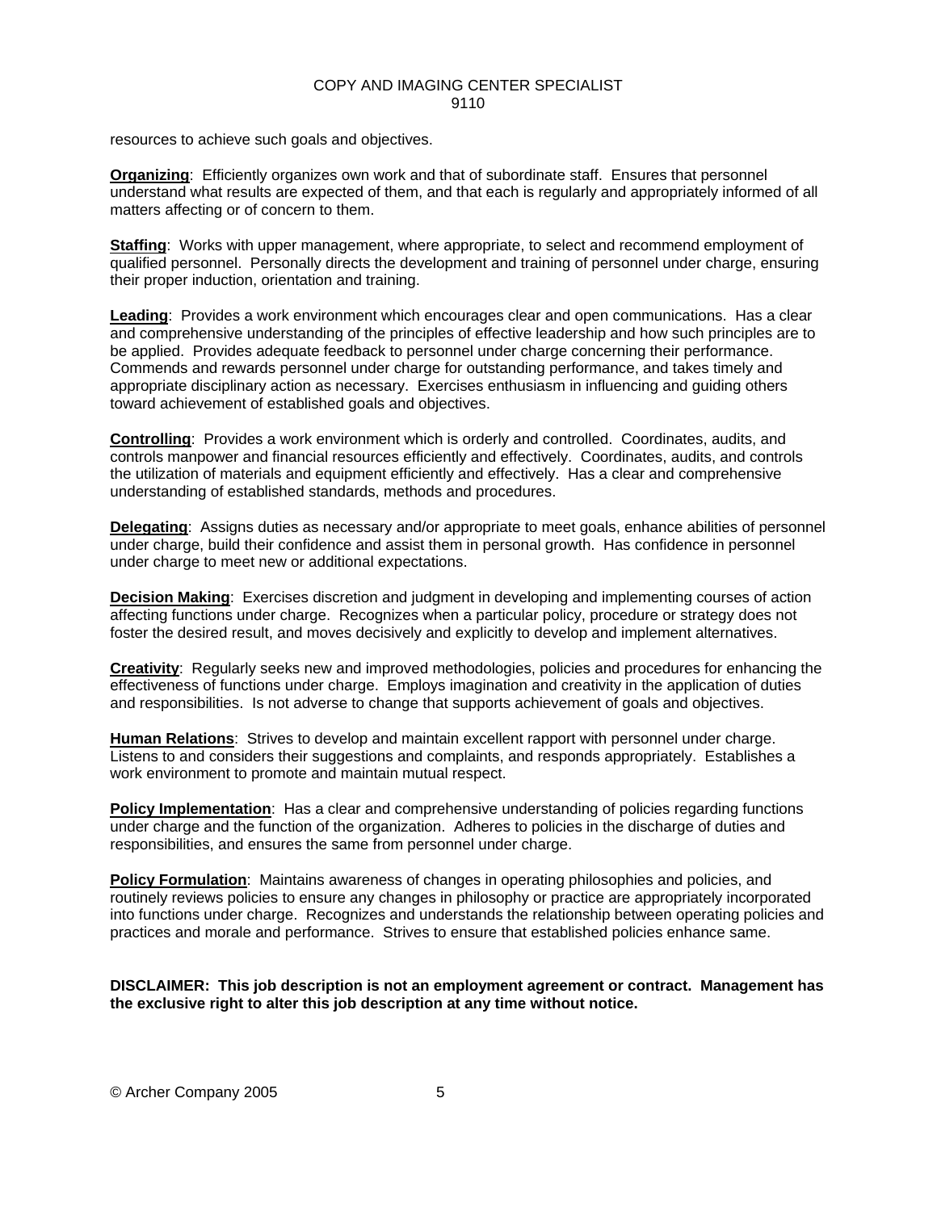resources to achieve such goals and objectives.

**Organizing**: Efficiently organizes own work and that of subordinate staff. Ensures that personnel understand what results are expected of them, and that each is regularly and appropriately informed of all matters affecting or of concern to them.

**Staffing**: Works with upper management, where appropriate, to select and recommend employment of qualified personnel. Personally directs the development and training of personnel under charge, ensuring their proper induction, orientation and training.

**Leading**: Provides a work environment which encourages clear and open communications. Has a clear and comprehensive understanding of the principles of effective leadership and how such principles are to be applied. Provides adequate feedback to personnel under charge concerning their performance. Commends and rewards personnel under charge for outstanding performance, and takes timely and appropriate disciplinary action as necessary. Exercises enthusiasm in influencing and guiding others toward achievement of established goals and objectives.

**Controlling**: Provides a work environment which is orderly and controlled. Coordinates, audits, and controls manpower and financial resources efficiently and effectively. Coordinates, audits, and controls the utilization of materials and equipment efficiently and effectively. Has a clear and comprehensive understanding of established standards, methods and procedures.

**Delegating**: Assigns duties as necessary and/or appropriate to meet goals, enhance abilities of personnel under charge, build their confidence and assist them in personal growth. Has confidence in personnel under charge to meet new or additional expectations.

**Decision Making**: Exercises discretion and judgment in developing and implementing courses of action affecting functions under charge. Recognizes when a particular policy, procedure or strategy does not foster the desired result, and moves decisively and explicitly to develop and implement alternatives.

**Creativity**: Regularly seeks new and improved methodologies, policies and procedures for enhancing the effectiveness of functions under charge. Employs imagination and creativity in the application of duties and responsibilities. Is not adverse to change that supports achievement of goals and objectives.

**Human Relations**: Strives to develop and maintain excellent rapport with personnel under charge. Listens to and considers their suggestions and complaints, and responds appropriately. Establishes a work environment to promote and maintain mutual respect.

**Policy Implementation**: Has a clear and comprehensive understanding of policies regarding functions under charge and the function of the organization. Adheres to policies in the discharge of duties and responsibilities, and ensures the same from personnel under charge.

**Policy Formulation**: Maintains awareness of changes in operating philosophies and policies, and routinely reviews policies to ensure any changes in philosophy or practice are appropriately incorporated into functions under charge. Recognizes and understands the relationship between operating policies and practices and morale and performance. Strives to ensure that established policies enhance same.

**DISCLAIMER: This job description is not an employment agreement or contract. Management has the exclusive right to alter this job description at any time without notice.**